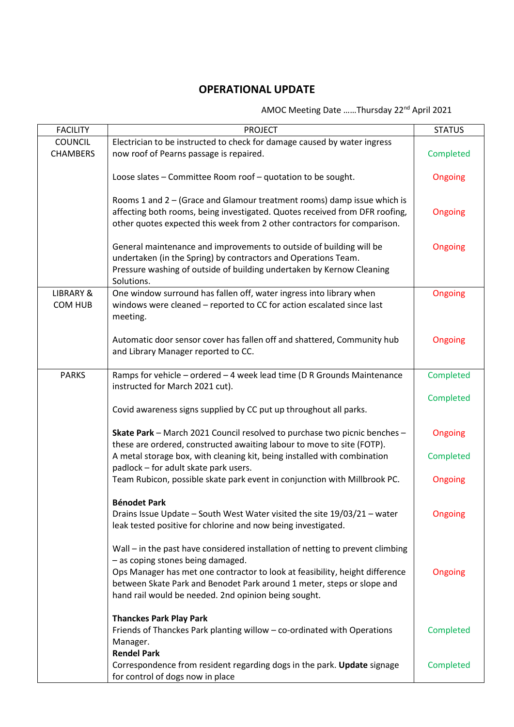## OPERATIONAL UPDATE

AMOC Meeting Date ……Thursday 22nd April 2021

| FACILITY | PROJECT | STATUS |
|---|---|---|
| COUNCIL CHAMBERS | Electrician to be instructed to check for damage caused by water ingress now roof of Pearns passage is repaired. | Completed |
| | Loose slates – Committee Room roof – quotation to be sought. | Ongoing |
| | Rooms 1 and 2 – (Grace and Glamour treatment rooms) damp issue which is affecting both rooms, being investigated. Quotes received from DFR roofing, other quotes expected this week from 2 other contractors for comparison. | Ongoing |
| | General maintenance and improvements to outside of building will be undertaken (in the Spring) by contractors and Operations Team. Pressure washing of outside of building undertaken by Kernow Cleaning Solutions. | Ongoing |
| LIBRARY & COM HUB | One window surround has fallen off, water ingress into library when windows were cleaned – reported to CC for action escalated since last meeting. | Ongoing |
| | Automatic door sensor cover has fallen off and shattered, Community hub and Library Manager reported to CC. | Ongoing |
| PARKS | Ramps for vehicle – ordered – 4 week lead time (D R Grounds Maintenance instructed for March 2021 cut). | Completed |
| | Covid awareness signs supplied by CC put up throughout all parks. | Completed |
| | **Skate Park** – March 2021 Council resolved to purchase two picnic benches – these are ordered, constructed awaiting labour to move to site (FOTP). | Ongoing |
| | A metal storage box, with cleaning kit, being installed with combination padlock – for adult skate park users. | Completed |
| | Team Rubicon, possible skate park event in conjunction with Millbrook PC. | Ongoing |
| | **Bénodet Park** Drains Issue Update – South West Water visited the site 19/03/21 – water leak tested positive for chlorine and now being investigated. | Ongoing |
| | Wall – in the past have considered installation of netting to prevent climbing – as coping stones being damaged. Ops Manager has met one contractor to look at feasibility, height difference between Skate Park and Benodet Park around 1 meter, steps or slope and hand rail would be needed. 2nd opinion being sought. | Ongoing |
| | **Thanckes Park Play Park** Friends of Thanckes Park planting willow – co-ordinated with Operations Manager. | Completed |
| | **Rendel Park** Correspondence from resident regarding dogs in the park. **Update** signage for control of dogs now in place | Completed |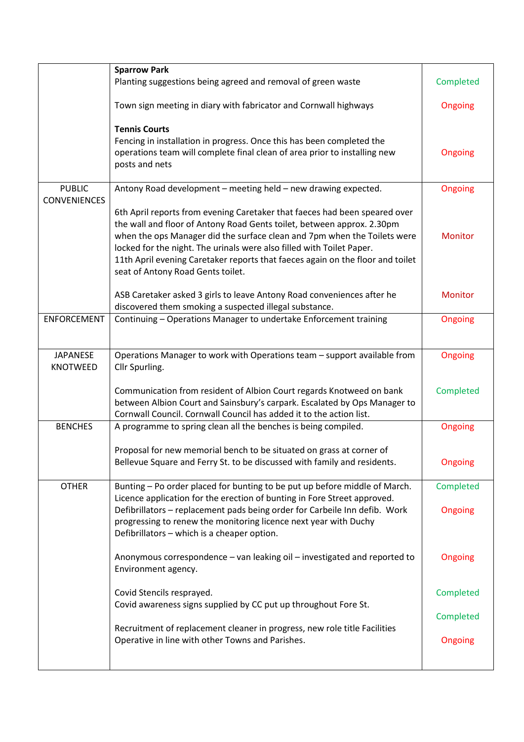| | | |
|---|---|---|
| | **Sparrow Park**<br>Planting suggestions being agreed and removal of green waste<br><br>Town sign meeting in diary with fabricator and Cornwall highways<br><br>**Tennis Courts**<br>Fencing in installation in progress. Once this has been completed the operations team will complete final clean of area prior to installing new posts and nets | Completed<br><br>Ongoing<br><br><br>Ongoing |
| PUBLIC CONVENIENCES | Antony Road development – meeting held – new drawing expected.<br><br>6th April reports from evening Caretaker that faeces had been speared over the wall and floor of Antony Road Gents toilet, between approx. 2.30pm when the ops Manager did the surface clean and 7pm when the Toilets were locked for the night. The urinals were also filled with Toilet Paper.<br>11th April evening Caretaker reports that faeces again on the floor and toilet seat of Antony Road Gents toilet.<br><br>ASB Caretaker asked 3 girls to leave Antony Road conveniences after he discovered them smoking a suspected illegal substance. | Ongoing<br><br>Monitor<br><br><br>Monitor |
| ENFORCEMENT | Continuing – Operations Manager to undertake Enforcement training | Ongoing |
| JAPANESE KNOTWEED | Operations Manager to work with Operations team – support available from Cllr Spurling.<br><br>Communication from resident of Albion Court regards Knotweed on bank between Albion Court and Sainsbury's carpark. Escalated by Ops Manager to Cornwall Council. Cornwall Council has added it to the action list. | Ongoing<br><br>Completed |
| BENCHES | A programme to spring clean all the benches is being compiled.<br><br>Proposal for new memorial bench to be situated on grass at corner of Bellevue Square and Ferry St. to be discussed with family and residents. | Ongoing<br><br>Ongoing |
| OTHER | Bunting – Po order placed for bunting to be put up before middle of March. Licence application for the erection of bunting in Fore Street approved.<br>Defibrillators – replacement pads being order for Carbeile Inn defib. Work progressing to renew the monitoring licence next year with Duchy Defibrillators – which is a cheaper option.<br><br>Anonymous correspondence – van leaking oil – investigated and reported to Environment agency.<br><br>Covid Stencils resprayed.<br>Covid awareness signs supplied by CC put up throughout Fore St.<br><br>Recruitment of replacement cleaner in progress, new role title Facilities Operative in line with other Towns and Parishes. | Completed<br><br>Ongoing<br><br>Ongoing<br><br>Completed<br><br>Completed<br><br>Ongoing |